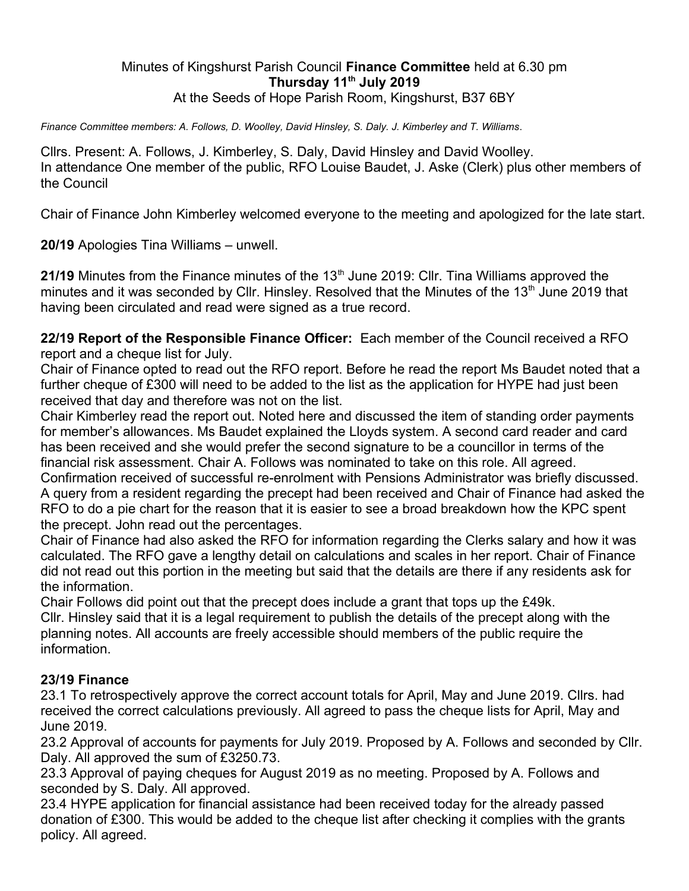Minutes of Kingshurst Parish Council **Finance Committee** held at 6.30 pm

**Thursday 11th July 2019**

At the Seeds of Hope Parish Room, Kingshurst, B37 6BY

*Finance Committee members: A. Follows, D. Woolley, David Hinsley, S. Daly. J. Kimberley and T. Williams.*

Cllrs. Present: A. Follows, J. Kimberley, S. Daly, David Hinsley and David Woolley.
In attendance One member of the public, RFO Louise Baudet, J. Aske (Clerk) plus other members of the Council

Chair of Finance John Kimberley welcomed everyone to the meeting and apologized for the late start.

**20/19** Apologies Tina Williams – unwell.

**21/19** Minutes from the Finance minutes of the 13th June 2019: Cllr. Tina Williams approved the minutes and it was seconded by Cllr. Hinsley. Resolved that the Minutes of the 13th June 2019 that having been circulated and read were signed as a true record.

**22/19 Report of the Responsible Finance Officer:** Each member of the Council received a RFO report and a cheque list for July.
Chair of Finance opted to read out the RFO report. Before he read the report Ms Baudet noted that a further cheque of £300 will need to be added to the list as the application for HYPE had just been received that day and therefore was not on the list.
Chair Kimberley read the report out. Noted here and discussed the item of standing order payments for member's allowances. Ms Baudet explained the Lloyds system. A second card reader and card has been received and she would prefer the second signature to be a councillor in terms of the financial risk assessment. Chair A. Follows was nominated to take on this role. All agreed.
Confirmation received of successful re-enrolment with Pensions Administrator was briefly discussed.
A query from a resident regarding the precept had been received and Chair of Finance had asked the RFO to do a pie chart for the reason that it is easier to see a broad breakdown how the KPC spent the precept. John read out the percentages.
Chair of Finance had also asked the RFO for information regarding the Clerks salary and how it was calculated. The RFO gave a lengthy detail on calculations and scales in her report. Chair of Finance did not read out this portion in the meeting but said that the details are there if any residents ask for the information.
Chair Follows did point out that the precept does include a grant that tops up the £49k.
Cllr. Hinsley said that it is a legal requirement to publish the details of the precept along with the planning notes. All accounts are freely accessible should members of the public require the information.

## 23/19 Finance

23.1 To retrospectively approve the correct account totals for April, May and June 2019. Cllrs. had received the correct calculations previously. All agreed to pass the cheque lists for April, May and June 2019.
23.2 Approval of accounts for payments for July 2019. Proposed by A. Follows and seconded by Cllr. Daly. All approved the sum of £3250.73.
23.3 Approval of paying cheques for August 2019 as no meeting. Proposed by A. Follows and seconded by S. Daly. All approved.
23.4 HYPE application for financial assistance had been received today for the already passed donation of £300. This would be added to the cheque list after checking it complies with the grants policy. All agreed.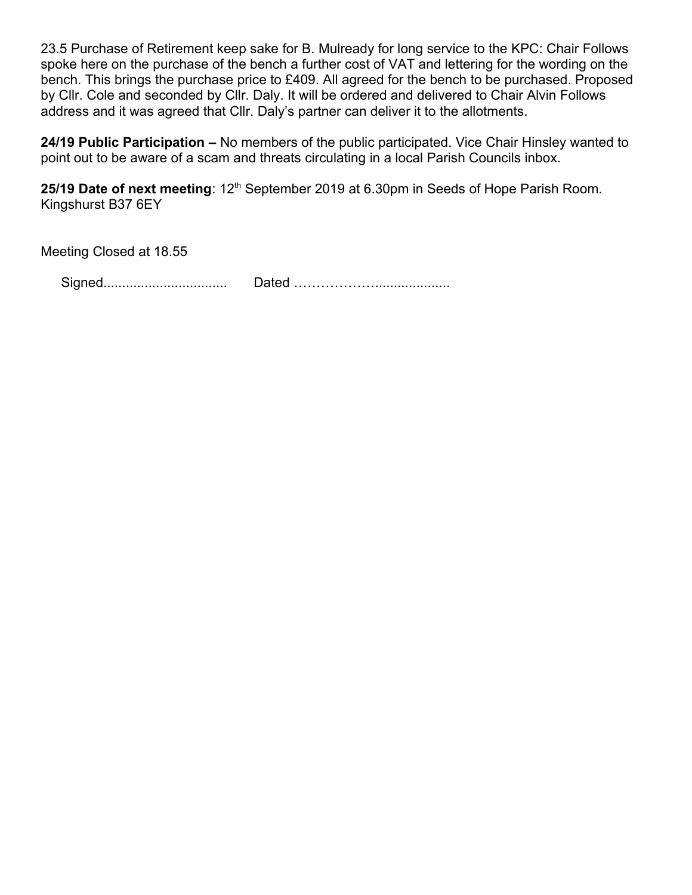23.5 Purchase of Retirement keep sake for B. Mulready for long service to the KPC: Chair Follows spoke here on the purchase of the bench a further cost of VAT and lettering for the wording on the bench. This brings the purchase price to £409. All agreed for the bench to be purchased. Proposed by Cllr. Cole and seconded by Cllr. Daly. It will be ordered and delivered to Chair Alvin Follows address and it was agreed that Cllr. Daly's partner can deliver it to the allotments.

**24/19 Public Participation –** No members of the public participated. Vice Chair Hinsley wanted to point out to be aware of a scam and threats circulating in a local Parish Councils inbox.

**25/19 Date of next meeting**: 12th September 2019 at 6.30pm in Seeds of Hope Parish Room. Kingshurst B37 6EY

Meeting Closed at 18.55

Signed................................. Dated ………………...................